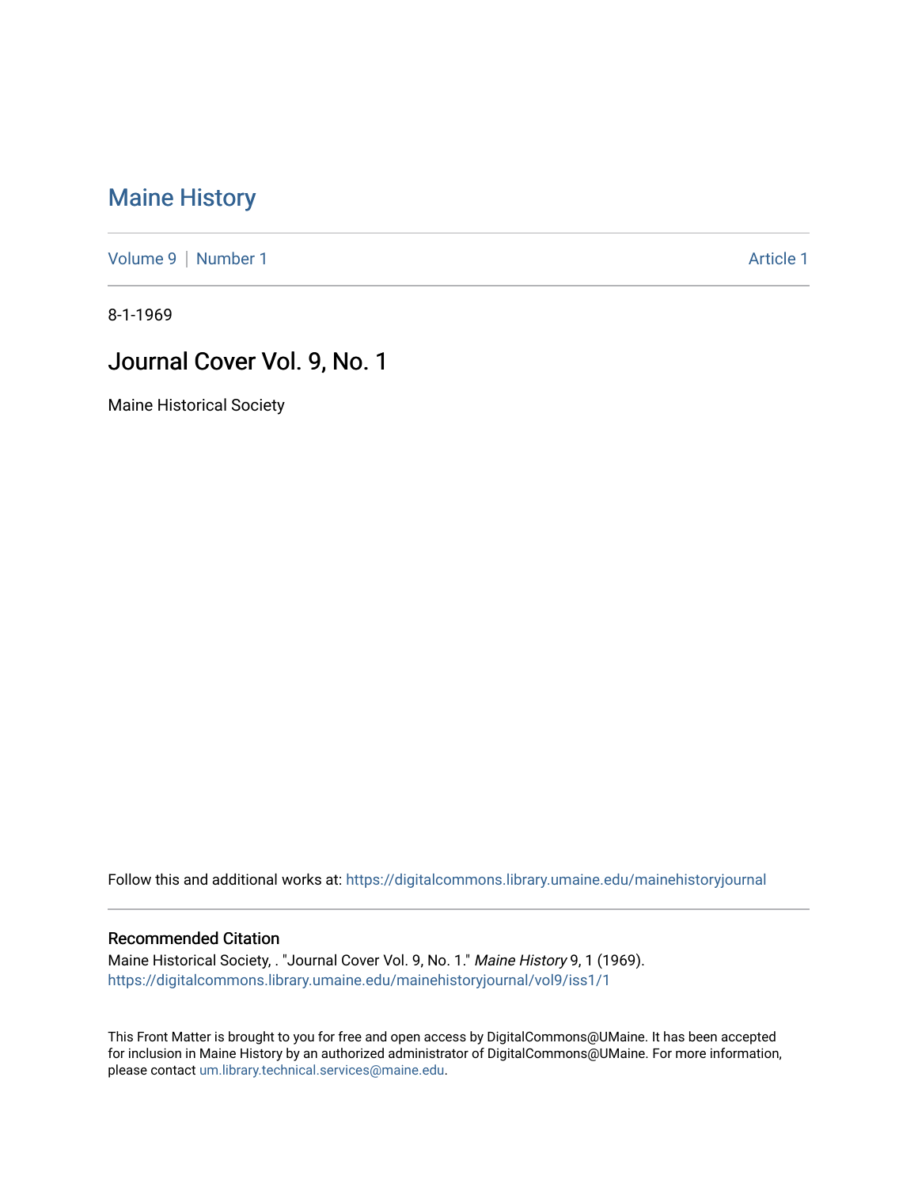# Maine History

Volume 9 | Number 1 Article 1

8-1-1969

## Journal Cover Vol. 9, No. 1

Maine Historical Society

Follow this and additional works at: https://digitalcommons.library.umaine.edu/mainehistoryjournal

### Recommended Citation

Maine Historical Society, . "Journal Cover Vol. 9, No. 1." *Maine History* 9, 1 (1969).
https://digitalcommons.library.umaine.edu/mainehistoryjournal/vol9/iss1/1

This Front Matter is brought to you for free and open access by DigitalCommons@UMaine. It has been accepted for inclusion in Maine History by an authorized administrator of DigitalCommons@UMaine. For more information, please contact um.library.technical.services@maine.edu.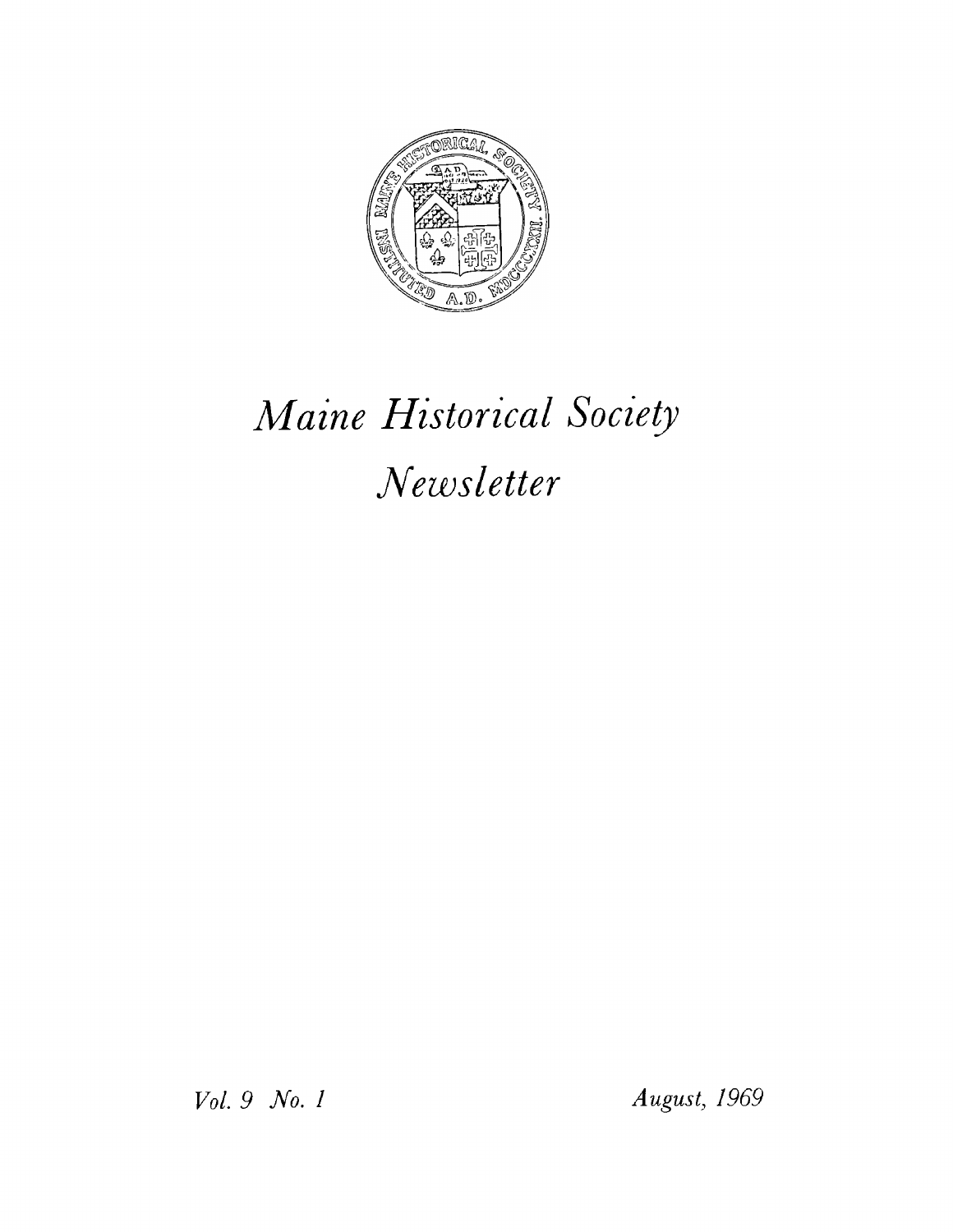# *Maine Historical Society Newsletter*

*Vol. 9 No. 1* *August, 1969*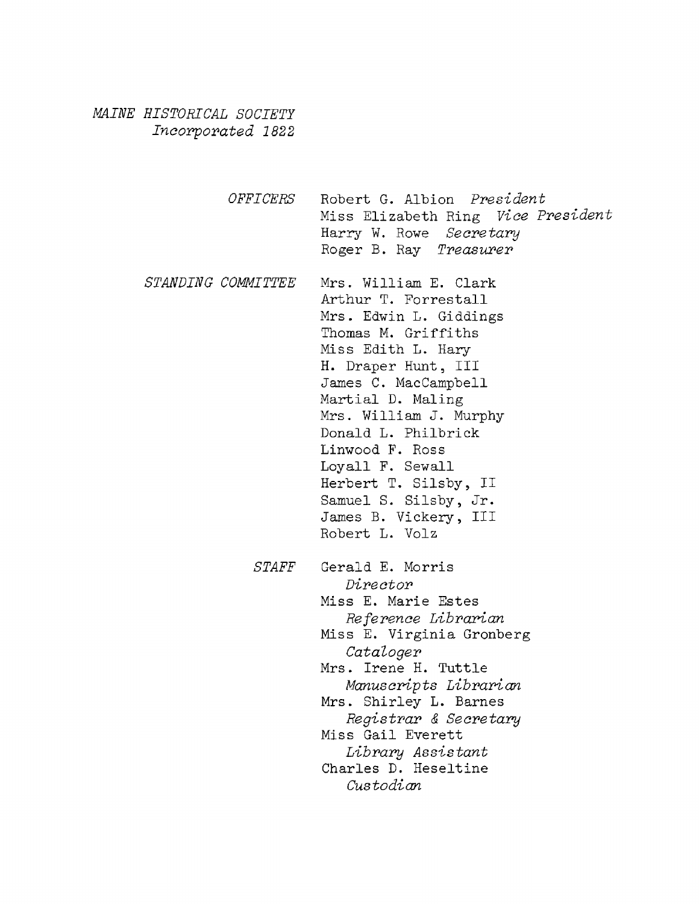*MAINE HISTORICAL SOCIETY*
*Incorporated 1822*

*OFFICERS*

Robert G. Albion *President*
Miss Elizabeth Ring *Vice President*
Harry W. Rowe *Secretary*
Roger B. Ray *Treasurer*

*STANDING COMMITTEE*

Mrs. William E. Clark
Arthur T. Forrestall
Mrs. Edwin L. Giddings
Thomas M. Griffiths
Miss Edith L. Hary
H. Draper Hunt, III
James C. MacCampbell
Martial D. Maling
Mrs. William J. Murphy
Donald L. Philbrick
Linwood F. Ross
Loyall F. Sewall
Herbert T. Silsby, II
Samuel S. Silsby, Jr.
James B. Vickery, III
Robert L. Volz

*STAFF*

Gerald E. Morris
*Director*
Miss E. Marie Estes
*Reference Librarian*
Miss E. Virginia Gronberg
*Cataloger*
Mrs. Irene H. Tuttle
*Manuscripts Librarian*
Mrs. Shirley L. Barnes
*Registrar & Secretary*
Miss Gail Everett
*Library Assistant*
Charles D. Heseltine
*Custodian*